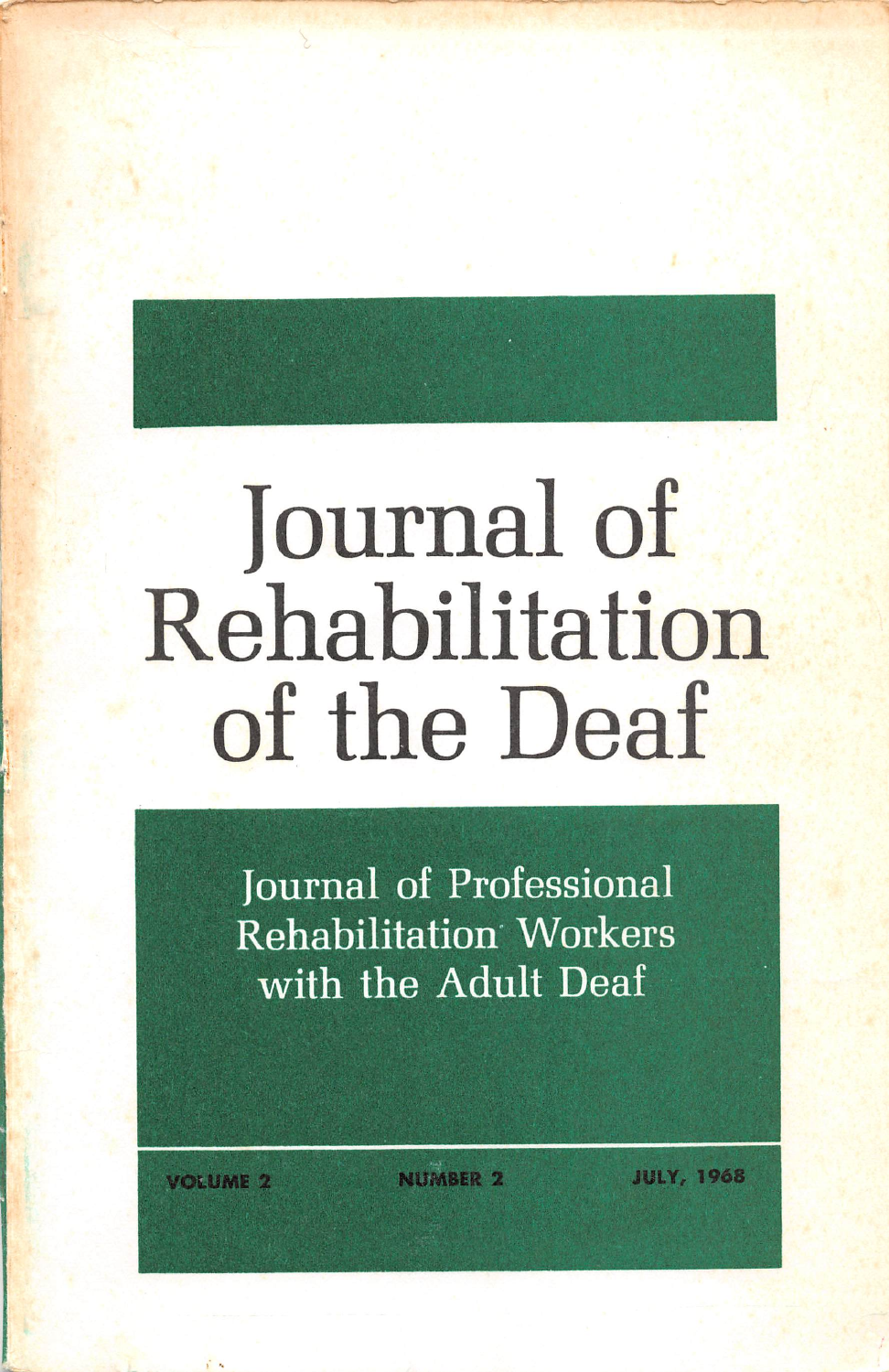# Journal of Rehabilitation of the Deaf

Journal of Professional Rehabilitation Workers with the Adult Deaf

VOLUME 2 NUMBER 2 JULY, 1968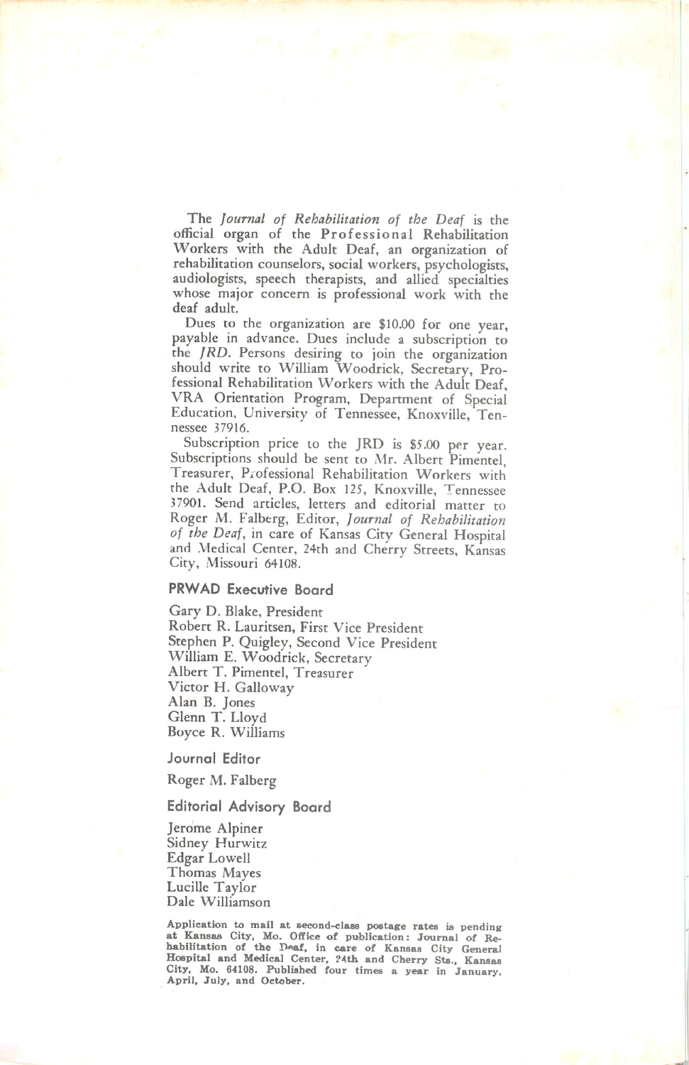The *Journal of Rehabilitation of the Deaf* is the official organ of the Professional Rehabilitation Workers with the Adult Deaf, an organization of rehabilitation counselors, social workers, psychologists, audiologists, speech therapists, and allied specialties whose major concern is professional work with the deaf adult.

Dues to the organization are $10.00 for one year, payable in advance. Dues include a subscription to the *JRD*. Persons desiring to join the organization should write to William Woodrick, Secretary, Professional Rehabilitation Workers with the Adult Deaf, VRA Orientation Program, Department of Special Education, University of Tennessee, Knoxville, Tennessee 37916.

Subscription price to the JRD is $5.00 per year. Subscriptions should be sent to Mr. Albert Pimentel, Treasurer, Professional Rehabilitation Workers with the Adult Deaf, P.O. Box 125, Knoxville, Tennessee 37901. Send articles, letters and editorial matter to Roger M. Falberg, Editor, *Journal of Rehabilitation of the Deaf*, in care of Kansas City General Hospital and Medical Center, 24th and Cherry Streets, Kansas City, Missouri 64108.

## PRWAD Executive Board

Gary D. Blake, President
Robert R. Lauritsen, First Vice President
Stephen P. Quigley, Second Vice President
William E. Woodrick, Secretary
Albert T. Pimentel, Treasurer
Victor H. Galloway
Alan B. Jones
Glenn T. Lloyd
Boyce R. Williams

## Journal Editor

Roger M. Falberg

## Editorial Advisory Board

Jerome Alpiner
Sidney Hurwitz
Edgar Lowell
Thomas Mayes
Lucille Taylor
Dale Williamson

**Application to mail at second-class postage rates is pending at Kansas City, Mo. Office of publication: Journal of Rehabilitation of the Deaf, in care of Kansas City General Hospital and Medical Center, 24th and Cherry Sts., Kansas City, Mo. 64108. Published four times a year in January, April, July, and October.**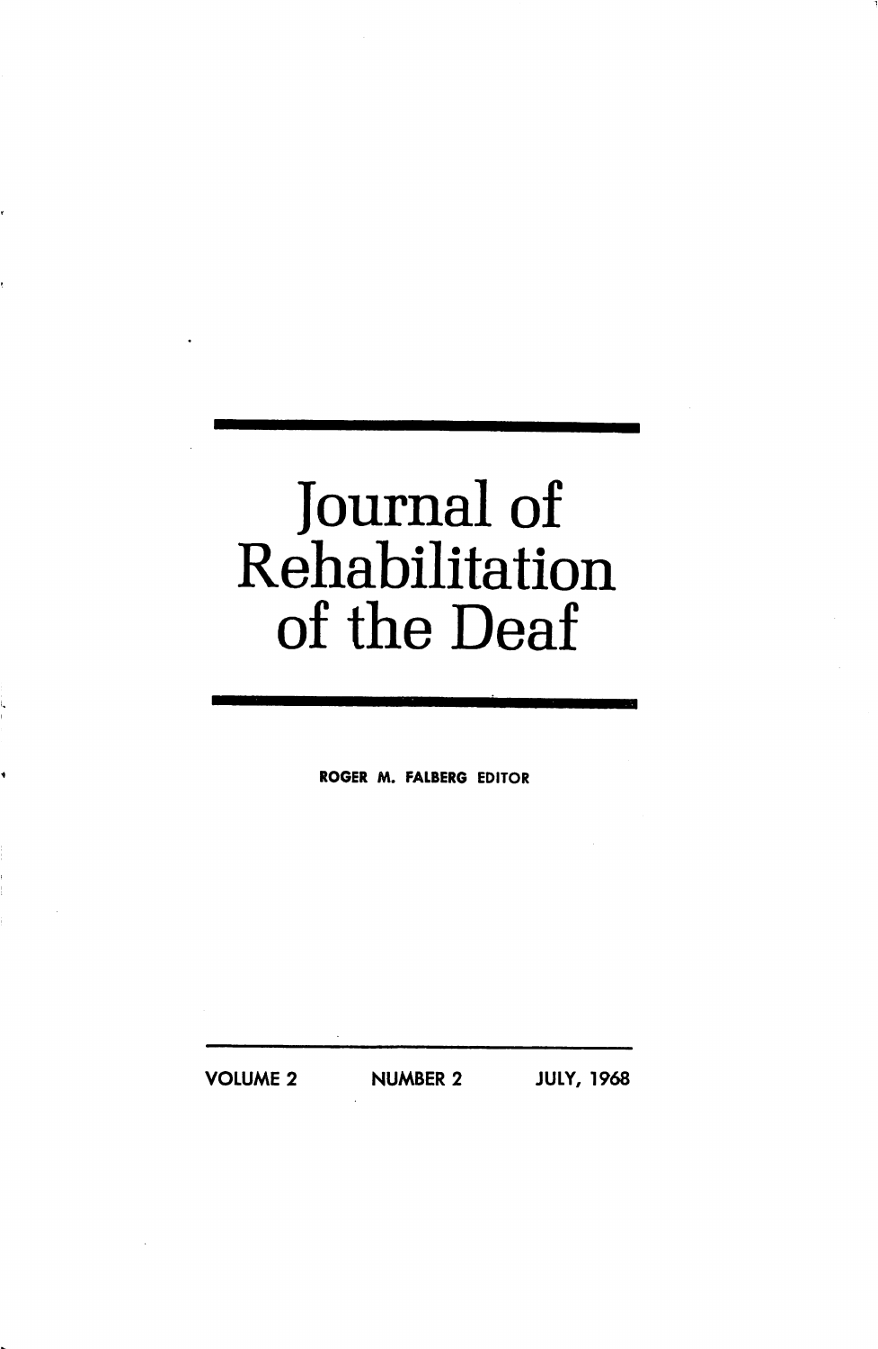# Journal of Rehabilitation of the Deaf

ROGER M. FALBERG EDITOR

VOLUME 2 NUMBER 2 JULY, 1968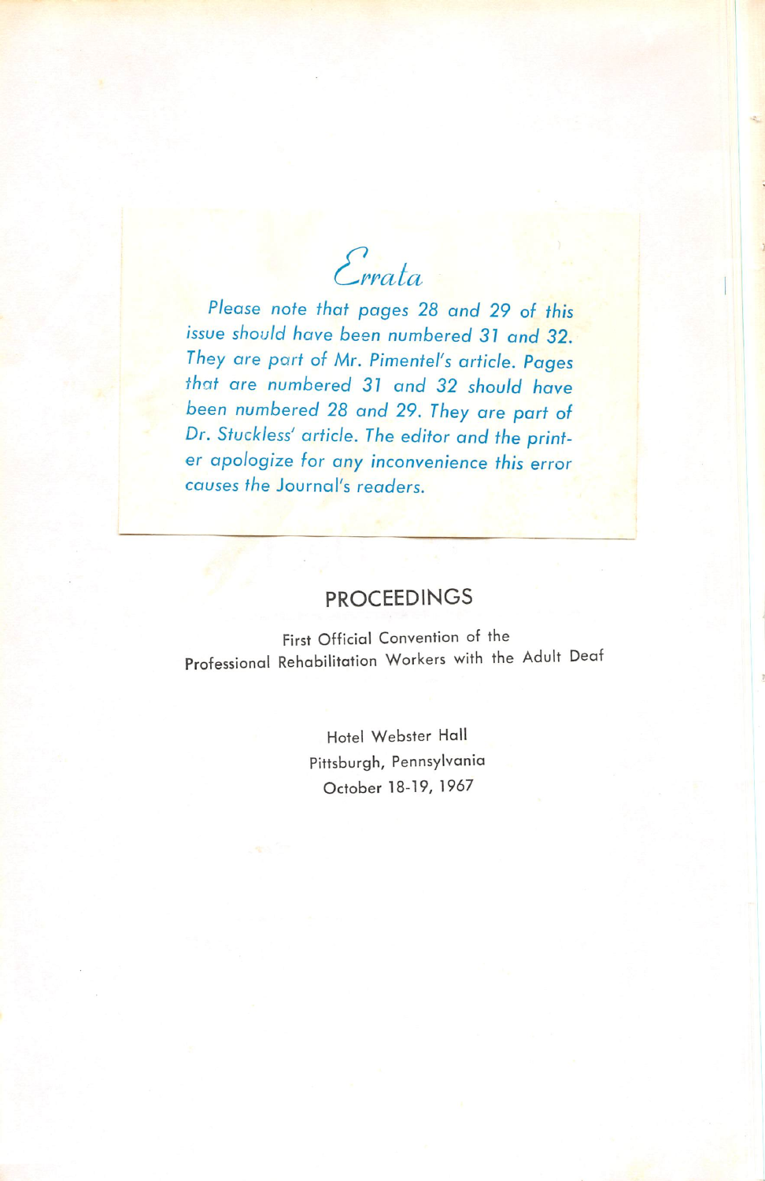## *Errata*

*Please note that pages 28 and 29 of this issue should have been numbered 31 and 32. They are part of Mr. Pimentel's article. Pages that are numbered 31 and 32 should have been numbered 28 and 29. They are part of Dr. Stuckless' article. The editor and the printer apologize for any inconvenience this error causes the Journal's readers.*

# PROCEEDINGS

First Official Convention of the
Professional Rehabilitation Workers with the Adult Deaf

Hotel Webster Hall
Pittsburgh, Pennsylvania
October 18-19, 1967